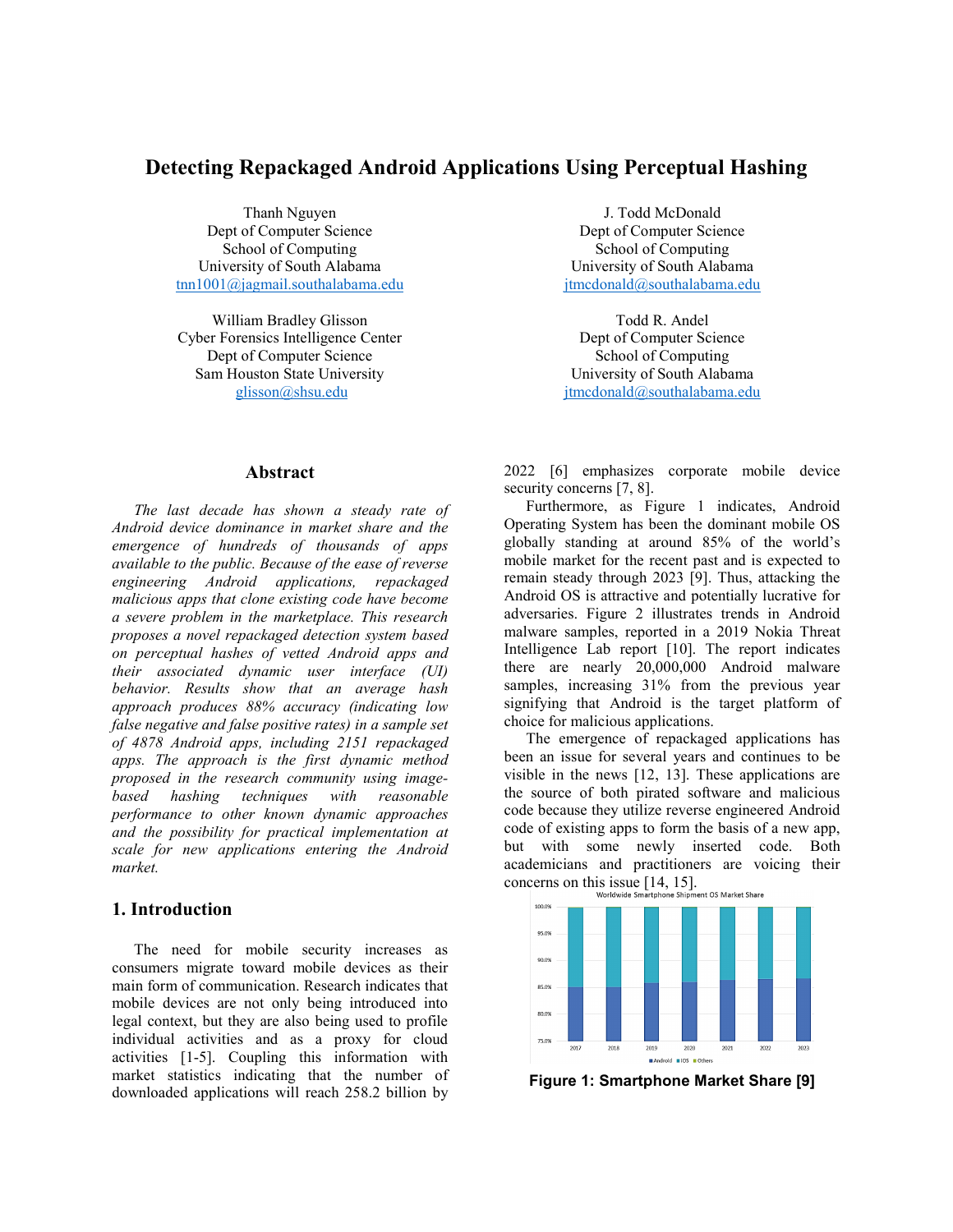#  Detecting Repackaged Android Applications Using Perceptual Hashing

Thanh Nguyen
Dept of Computer Science
School of Computing
University of South Alabama
tnn1001@jagmail.southalabama.edu

J. Todd McDonald
Dept of Computer Science
School of Computing
University of South Alabama
jtmcdonald@southalabama.edu

William Bradley Glisson
Cyber Forensics Intelligence Center
Dept of Computer Science
Sam Houston State University
glisson@shsu.edu

Todd R. Andel
Dept of Computer Science
School of Computing
University of South Alabama
jtmcdonald@southalabama.edu

## Abstract

*The last decade has shown a steady rate of Android device dominance in market share and the emergence of hundreds of thousands of apps available to the public. Because of the ease of reverse engineering Android applications, repackaged malicious apps that clone existing code have become a severe problem in the marketplace. This research proposes a novel repackaged detection system based on perceptual hashes of vetted Android apps and their associated dynamic user interface (UI) behavior. Results show that an average hash approach produces 88% accuracy (indicating low false negative and false positive rates) in a sample set of 4878 Android apps, including 2151 repackaged apps. The approach is the first dynamic method proposed in the research community using image-based hashing techniques with reasonable performance to other known dynamic approaches and the possibility for practical implementation at scale for new applications entering the Android market.*

## 1. Introduction

The need for mobile security increases as consumers migrate toward mobile devices as their main form of communication. Research indicates that mobile devices are not only being introduced into legal context, but they are also being used to profile individual activities and as a proxy for cloud activities [1-5]. Coupling this information with market statistics indicating that the number of downloaded applications will reach 258.2 billion by 2022 [6] emphasizes corporate mobile device security concerns [7, 8].

Furthermore, as Figure 1 indicates, Android Operating System has been the dominant mobile OS globally standing at around 85% of the world's mobile market for the recent past and is expected to remain steady through 2023 [9]. Thus, attacking the Android OS is attractive and potentially lucrative for adversaries. Figure 2 illustrates trends in Android malware samples, reported in a 2019 Nokia Threat Intelligence Lab report [10]. The report indicates there are nearly 20,000,000 Android malware samples, increasing 31% from the previous year signifying that Android is the target platform of choice for malicious applications.

The emergence of repackaged applications has been an issue for several years and continues to be visible in the news [12, 13]. These applications are the source of both pirated software and malicious code because they utilize reverse engineered Android code of existing apps to form the basis of a new app, but with some newly inserted code. Both academicians and practitioners are voicing their concerns on this issue [14, 15].

**Figure 1: Smartphone Market Share [9]**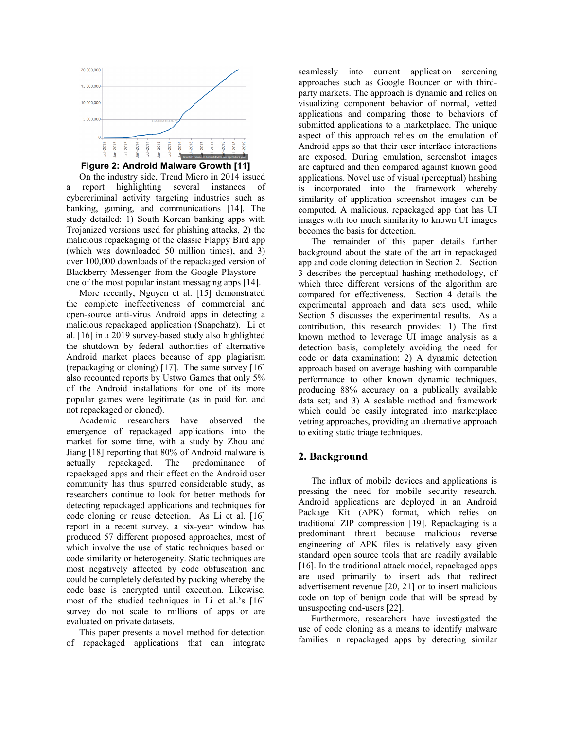**Figure 2: Android Malware Growth [11]**

On the industry side, Trend Micro in 2014 issued a report highlighting several instances of cybercriminal activity targeting industries such as banking, gaming, and communications [14]. The study detailed: 1) South Korean banking apps with Trojanized versions used for phishing attacks, 2) the malicious repackaging of the classic Flappy Bird app (which was downloaded 50 million times), and 3) over 100,000 downloads of the repackaged version of Blackberry Messenger from the Google Playstore—one of the most popular instant messaging apps [14].

More recently, Nguyen et al. [15] demonstrated the complete ineffectiveness of commercial and open-source anti-virus Android apps in detecting a malicious repackaged application (Snapchatz). Li et al. [16] in a 2019 survey-based study also highlighted the shutdown by federal authorities of alternative Android market places because of app plagiarism (repackaging or cloning) [17]. The same survey [16] also recounted reports by Ustwo Games that only 5% of the Android installations for one of its more popular games were legitimate (as in paid for, and not repackaged or cloned).

Academic researchers have observed the emergence of repackaged applications into the market for some time, with a study by Zhou and Jiang [18] reporting that 80% of Android malware is actually repackaged. The predominance of repackaged apps and their effect on the Android user community has thus spurred considerable study, as researchers continue to look for better methods for detecting repackaged applications and techniques for code cloning or reuse detection. As Li et al. [16] report in a recent survey, a six-year window has produced 57 different proposed approaches, most of which involve the use of static techniques based on code similarity or heterogeneity. Static techniques are most negatively affected by code obfuscation and could be completely defeated by packing whereby the code base is encrypted until execution. Likewise, most of the studied techniques in Li et al.'s [16] survey do not scale to millions of apps or are evaluated on private datasets.

This paper presents a novel method for detection of repackaged applications that can integrate seamlessly into current application screening approaches such as Google Bouncer or with third-party markets. The approach is dynamic and relies on visualizing component behavior of normal, vetted applications and comparing those to behaviors of submitted applications to a marketplace. The unique aspect of this approach relies on the emulation of Android apps so that their user interface interactions are exposed. During emulation, screenshot images are captured and then compared against known good applications. Novel use of visual (perceptual) hashing is incorporated into the framework whereby similarity of application screenshot images can be computed. A malicious, repackaged app that has UI images with too much similarity to known UI images becomes the basis for detection.

The remainder of this paper details further background about the state of the art in repackaged app and code cloning detection in Section 2. Section 3 describes the perceptual hashing methodology, of which three different versions of the algorithm are compared for effectiveness. Section 4 details the experimental approach and data sets used, while Section 5 discusses the experimental results. As a contribution, this research provides: 1) The first known method to leverage UI image analysis as a detection basis, completely avoiding the need for code or data examination; 2) A dynamic detection approach based on average hashing with comparable performance to other known dynamic techniques, producing 88% accuracy on a publically available data set; and 3) A scalable method and framework which could be easily integrated into marketplace vetting approaches, providing an alternative approach to exiting static triage techniques.

## 2. Background

The influx of mobile devices and applications is pressing the need for mobile security research. Android applications are deployed in an Android Package Kit (APK) format, which relies on traditional ZIP compression [19]. Repackaging is a predominant threat because malicious reverse engineering of APK files is relatively easy given standard open source tools that are readily available [16]. In the traditional attack model, repackaged apps are used primarily to insert ads that redirect advertisement revenue [20, 21] or to insert malicious code on top of benign code that will be spread by unsuspecting end-users [22].

Furthermore, researchers have investigated the use of code cloning as a means to identify malware families in repackaged apps by detecting similar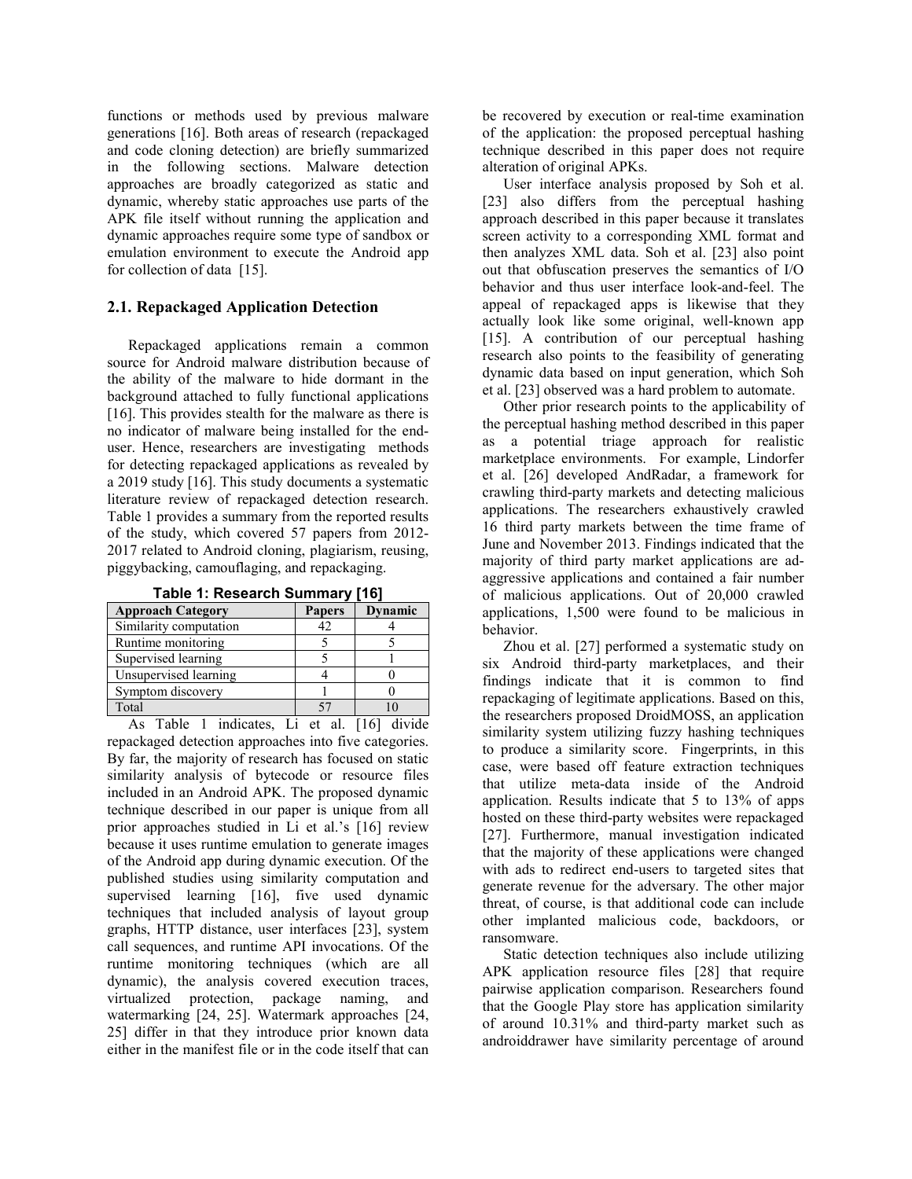functions or methods used by previous malware generations [16]. Both areas of research (repackaged and code cloning detection) are briefly summarized in the following sections. Malware detection approaches are broadly categorized as static and dynamic, whereby static approaches use parts of the APK file itself without running the application and dynamic approaches require some type of sandbox or emulation environment to execute the Android app for collection of data [15].

## 2.1. Repackaged Application Detection

Repackaged applications remain a common source for Android malware distribution because of the ability of the malware to hide dormant in the background attached to fully functional applications [16]. This provides stealth for the malware as there is no indicator of malware being installed for the end-user. Hence, researchers are investigating methods for detecting repackaged applications as revealed by a 2019 study [16]. This study documents a systematic literature review of repackaged detection research. Table 1 provides a summary from the reported results of the study, which covered 57 papers from 2012-2017 related to Android cloning, plagiarism, reusing, piggybacking, camouflaging, and repackaging.

**Table 1: Research Summary [16]**

| Approach Category | Papers | Dynamic |
|---|---|---|
| Similarity computation | 42 | 4 |
| Runtime monitoring | 5 | 5 |
| Supervised learning | 5 | 1 |
| Unsupervised learning | 4 | 0 |
| Symptom discovery | 1 | 0 |
| Total | 57 | 10 |

As Table 1 indicates, Li et al. [16] divide repackaged detection approaches into five categories. By far, the majority of research has focused on static similarity analysis of bytecode or resource files included in an Android APK. The proposed dynamic technique described in our paper is unique from all prior approaches studied in Li et al.'s [16] review because it uses runtime emulation to generate images of the Android app during dynamic execution. Of the published studies using similarity computation and supervised learning [16], five used dynamic techniques that included analysis of layout group graphs, HTTP distance, user interfaces [23], system call sequences, and runtime API invocations. Of the runtime monitoring techniques (which are all dynamic), the analysis covered execution traces, virtualized protection, package naming, and watermarking [24, 25]. Watermark approaches [24, 25] differ in that they introduce prior known data either in the manifest file or in the code itself that can be recovered by execution or real-time examination of the application: the proposed perceptual hashing technique described in this paper does not require alteration of original APKs.

User interface analysis proposed by Soh et al. [23] also differs from the perceptual hashing approach described in this paper because it translates screen activity to a corresponding XML format and then analyzes XML data. Soh et al. [23] also point out that obfuscation preserves the semantics of I/O behavior and thus user interface look-and-feel. The appeal of repackaged apps is likewise that they actually look like some original, well-known app [15]. A contribution of our perceptual hashing research also points to the feasibility of generating dynamic data based on input generation, which Soh et al. [23] observed was a hard problem to automate.

Other prior research points to the applicability of the perceptual hashing method described in this paper as a potential triage approach for realistic marketplace environments. For example, Lindorfer et al. [26] developed AndRadar, a framework for crawling third-party markets and detecting malicious applications. The researchers exhaustively crawled 16 third party markets between the time frame of June and November 2013. Findings indicated that the majority of third party market applications are ad-aggressive applications and contained a fair number of malicious applications. Out of 20,000 crawled applications, 1,500 were found to be malicious in behavior.

Zhou et al. [27] performed a systematic study on six Android third-party marketplaces, and their findings indicate that it is common to find repackaging of legitimate applications. Based on this, the researchers proposed DroidMOSS, an application similarity system utilizing fuzzy hashing techniques to produce a similarity score. Fingerprints, in this case, were based off feature extraction techniques that utilize meta-data inside of the Android application. Results indicate that 5 to 13% of apps hosted on these third-party websites were repackaged [27]. Furthermore, manual investigation indicated that the majority of these applications were changed with ads to redirect end-users to targeted sites that generate revenue for the adversary. The other major threat, of course, is that additional code can include other implanted malicious code, backdoors, or ransomware.

Static detection techniques also include utilizing APK application resource files [28] that require pairwise application comparison. Researchers found that the Google Play store has application similarity of around 10.31% and third-party market such as androiddrawer have similarity percentage of around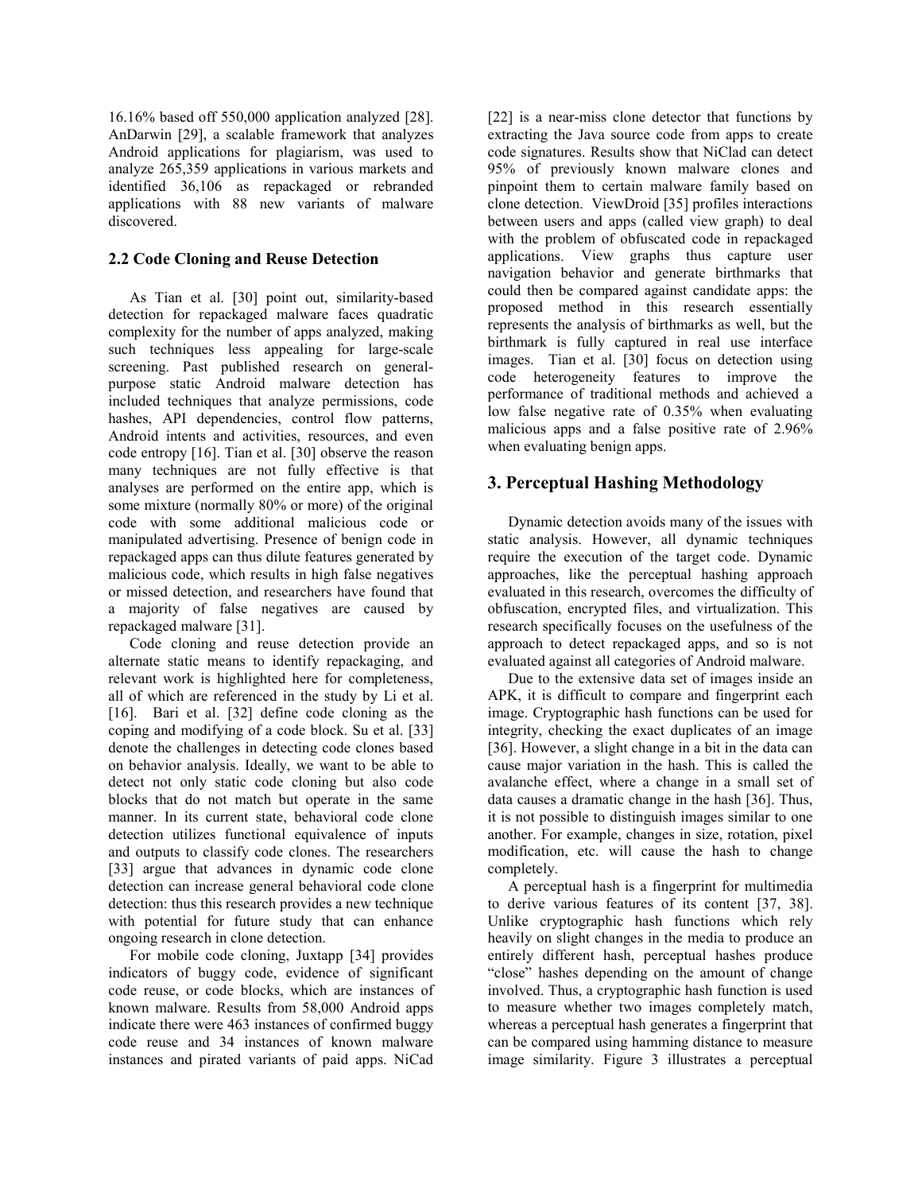16.16% based off 550,000 application analyzed [28]. AnDarwin [29], a scalable framework that analyzes Android applications for plagiarism, was used to analyze 265,359 applications in various markets and identified 36,106 as repackaged or rebranded applications with 88 new variants of malware discovered.

### 2.2 Code Cloning and Reuse Detection

As Tian et al. [30] point out, similarity-based detection for repackaged malware faces quadratic complexity for the number of apps analyzed, making such techniques less appealing for large-scale screening. Past published research on general-purpose static Android malware detection has included techniques that analyze permissions, code hashes, API dependencies, control flow patterns, Android intents and activities, resources, and even code entropy [16]. Tian et al. [30] observe the reason many techniques are not fully effective is that analyses are performed on the entire app, which is some mixture (normally 80% or more) of the original code with some additional malicious code or manipulated advertising. Presence of benign code in repackaged apps can thus dilute features generated by malicious code, which results in high false negatives or missed detection, and researchers have found that a majority of false negatives are caused by repackaged malware [31].

Code cloning and reuse detection provide an alternate static means to identify repackaging, and relevant work is highlighted here for completeness, all of which are referenced in the study by Li et al. [16]. Bari et al. [32] define code cloning as the coping and modifying of a code block. Su et al. [33] denote the challenges in detecting code clones based on behavior analysis. Ideally, we want to be able to detect not only static code cloning but also code blocks that do not match but operate in the same manner. In its current state, behavioral code clone detection utilizes functional equivalence of inputs and outputs to classify code clones. The researchers [33] argue that advances in dynamic code clone detection can increase general behavioral code clone detection: thus this research provides a new technique with potential for future study that can enhance ongoing research in clone detection.

For mobile code cloning, Juxtapp [34] provides indicators of buggy code, evidence of significant code reuse, or code blocks, which are instances of known malware. Results from 58,000 Android apps indicate there were 463 instances of confirmed buggy code reuse and 34 instances of known malware instances and pirated variants of paid apps. NiCad [22] is a near-miss clone detector that functions by extracting the Java source code from apps to create code signatures. Results show that NiClad can detect 95% of previously known malware clones and pinpoint them to certain malware family based on clone detection. ViewDroid [35] profiles interactions between users and apps (called view graph) to deal with the problem of obfuscated code in repackaged applications. View graphs thus capture user navigation behavior and generate birthmarks that could then be compared against candidate apps: the proposed method in this research essentially represents the analysis of birthmarks as well, but the birthmark is fully captured in real use interface images. Tian et al. [30] focus on detection using code heterogeneity features to improve the performance of traditional methods and achieved a low false negative rate of 0.35% when evaluating malicious apps and a false positive rate of 2.96% when evaluating benign apps.

## 3. Perceptual Hashing Methodology

Dynamic detection avoids many of the issues with static analysis. However, all dynamic techniques require the execution of the target code. Dynamic approaches, like the perceptual hashing approach evaluated in this research, overcomes the difficulty of obfuscation, encrypted files, and virtualization. This research specifically focuses on the usefulness of the approach to detect repackaged apps, and so is not evaluated against all categories of Android malware.

Due to the extensive data set of images inside an APK, it is difficult to compare and fingerprint each image. Cryptographic hash functions can be used for integrity, checking the exact duplicates of an image [36]. However, a slight change in a bit in the data can cause major variation in the hash. This is called the avalanche effect, where a change in a small set of data causes a dramatic change in the hash [36]. Thus, it is not possible to distinguish images similar to one another. For example, changes in size, rotation, pixel modification, etc. will cause the hash to change completely.

A perceptual hash is a fingerprint for multimedia to derive various features of its content [37, 38]. Unlike cryptographic hash functions which rely heavily on slight changes in the media to produce an entirely different hash, perceptual hashes produce "close" hashes depending on the amount of change involved. Thus, a cryptographic hash function is used to measure whether two images completely match, whereas a perceptual hash generates a fingerprint that can be compared using hamming distance to measure image similarity. Figure 3 illustrates a perceptual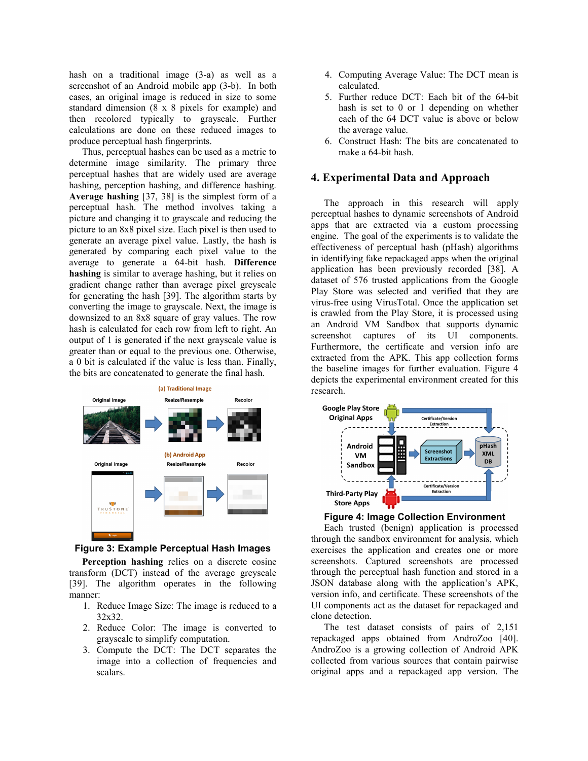hash on a traditional image (3-a) as well as a screenshot of an Android mobile app (3-b). In both cases, an original image is reduced in size to some standard dimension (8 x 8 pixels for example) and then recolored typically to grayscale. Further calculations are done on these reduced images to produce perceptual hash fingerprints.

Thus, perceptual hashes can be used as a metric to determine image similarity. The primary three perceptual hashes that are widely used are average hashing, perception hashing, and difference hashing. **Average hashing** [37, 38] is the simplest form of a perceptual hash. The method involves taking a picture and changing it to grayscale and reducing the picture to an 8x8 pixel size. Each pixel is then used to generate an average pixel value. Lastly, the hash is generated by comparing each pixel value to the average to generate a 64-bit hash. **Difference hashing** is similar to average hashing, but it relies on gradient change rather than average pixel greyscale for generating the hash [39]. The algorithm starts by converting the image to grayscale. Next, the image is downsized to an 8x8 square of gray values. The row hash is calculated for each row from left to right. An output of 1 is generated if the next grayscale value is greater than or equal to the previous one. Otherwise, a 0 bit is calculated if the value is less than. Finally, the bits are concatenated to generate the final hash.

**Figure 3: Example Perceptual Hash Images**

**Perception hashing** relies on a discrete cosine transform (DCT) instead of the average greyscale [39]. The algorithm operates in the following manner:

1. Reduce Image Size: The image is reduced to a 32x32.
2. Reduce Color: The image is converted to grayscale to simplify computation.
3. Compute the DCT: The DCT separates the image into a collection of frequencies and scalars.
4. Computing Average Value: The DCT mean is calculated.
5. Further reduce DCT: Each bit of the 64-bit hash is set to 0 or 1 depending on whether each of the 64 DCT value is above or below the average value.
6. Construct Hash: The bits are concatenated to make a 64-bit hash.

## 4. Experimental Data and Approach

The approach in this research will apply perceptual hashes to dynamic screenshots of Android apps that are extracted via a custom processing engine. The goal of the experiments is to validate the effectiveness of perceptual hash (pHash) algorithms in identifying fake repackaged apps when the original application has been previously recorded [38]. A dataset of 576 trusted applications from the Google Play Store was selected and verified that they are virus-free using VirusTotal. Once the application set is crawled from the Play Store, it is processed using an Android VM Sandbox that supports dynamic screenshot captures of its UI components. Furthermore, the certificate and version info are extracted from the APK. This app collection forms the baseline images for further evaluation. Figure 4 depicts the experimental environment created for this research.

**Figure 4: Image Collection Environment**

Each trusted (benign) application is processed through the sandbox environment for analysis, which exercises the application and creates one or more screenshots. Captured screenshots are processed through the perceptual hash function and stored in a JSON database along with the application's APK, version info, and certificate. These screenshots of the UI components act as the dataset for repackaged and clone detection.

The test dataset consists of pairs of 2,151 repackaged apps obtained from AndroZoo [40]. AndroZoo is a growing collection of Android APK collected from various sources that contain pairwise original apps and a repackaged app version. The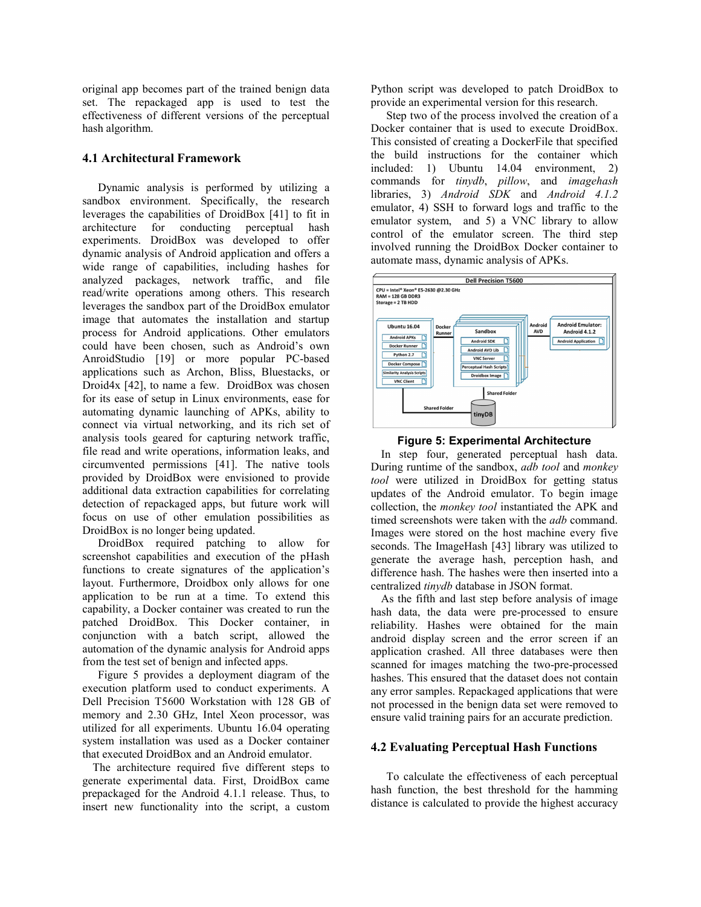original app becomes part of the trained benign data set. The repackaged app is used to test the effectiveness of different versions of the perceptual hash algorithm.

### 4.1 Architectural Framework

Dynamic analysis is performed by utilizing a sandbox environment. Specifically, the research leverages the capabilities of DroidBox [41] to fit in architecture for conducting perceptual hash experiments. DroidBox was developed to offer dynamic analysis of Android application and offers a wide range of capabilities, including hashes for analyzed packages, network traffic, and file read/write operations among others. This research leverages the sandbox part of the DroidBox emulator image that automates the installation and startup process for Android applications. Other emulators could have been chosen, such as Android's own AnroidStudio [19] or more popular PC-based applications such as Archon, Bliss, Bluestacks, or Droid4x [42], to name a few. DroidBox was chosen for its ease of setup in Linux environments, ease for automating dynamic launching of APKs, ability to connect via virtual networking, and its rich set of analysis tools geared for capturing network traffic, file read and write operations, information leaks, and circumvented permissions [41]. The native tools provided by DroidBox were envisioned to provide additional data extraction capabilities for correlating detection of repackaged apps, but future work will focus on use of other emulation possibilities as DroidBox is no longer being updated.

DroidBox required patching to allow for screenshot capabilities and execution of the pHash functions to create signatures of the application's layout. Furthermore, Droidbox only allows for one application to be run at a time. To extend this capability, a Docker container was created to run the patched DroidBox. This Docker container, in conjunction with a batch script, allowed the automation of the dynamic analysis for Android apps from the test set of benign and infected apps.

Figure 5 provides a deployment diagram of the execution platform used to conduct experiments. A Dell Precision T5600 Workstation with 128 GB of memory and 2.30 GHz, Intel Xeon processor, was utilized for all experiments. Ubuntu 16.04 operating system installation was used as a Docker container that executed DroidBox and an Android emulator.

The architecture required five different steps to generate experimental data. First, DroidBox came prepackaged for the Android 4.1.1 release. Thus, to insert new functionality into the script, a custom Python script was developed to patch DroidBox to provide an experimental version for this research.

Step two of the process involved the creation of a Docker container that is used to execute DroidBox. This consisted of creating a DockerFile that specified the build instructions for the container which included: 1) Ubuntu 14.04 environment, 2) commands for *tinydb*, *pillow*, and *imagehash* libraries, 3) *Android SDK* and *Android 4.1.2* emulator, 4) SSH to forward logs and traffic to the emulator system, and 5) a VNC library to allow control of the emulator screen. The third step involved running the DroidBox Docker container to automate mass, dynamic analysis of APKs.

**Figure 5: Experimental Architecture**

In step four, generated perceptual hash data. During runtime of the sandbox, *adb tool* and *monkey tool* were utilized in DroidBox for getting status updates of the Android emulator. To begin image collection, the *monkey tool* instantiated the APK and timed screenshots were taken with the *adb* command. Images were stored on the host machine every five seconds. The ImageHash [43] library was utilized to generate the average hash, perception hash, and difference hash. The hashes were then inserted into a centralized *tinydb* database in JSON format.

As the fifth and last step before analysis of image hash data, the data were pre-processed to ensure reliability. Hashes were obtained for the main android display screen and the error screen if an application crashed. All three databases were then scanned for images matching the two-pre-processed hashes. This ensured that the dataset does not contain any error samples. Repackaged applications that were not processed in the benign data set were removed to ensure valid training pairs for an accurate prediction.

### 4.2 Evaluating Perceptual Hash Functions

To calculate the effectiveness of each perceptual hash function, the best threshold for the hamming distance is calculated to provide the highest accuracy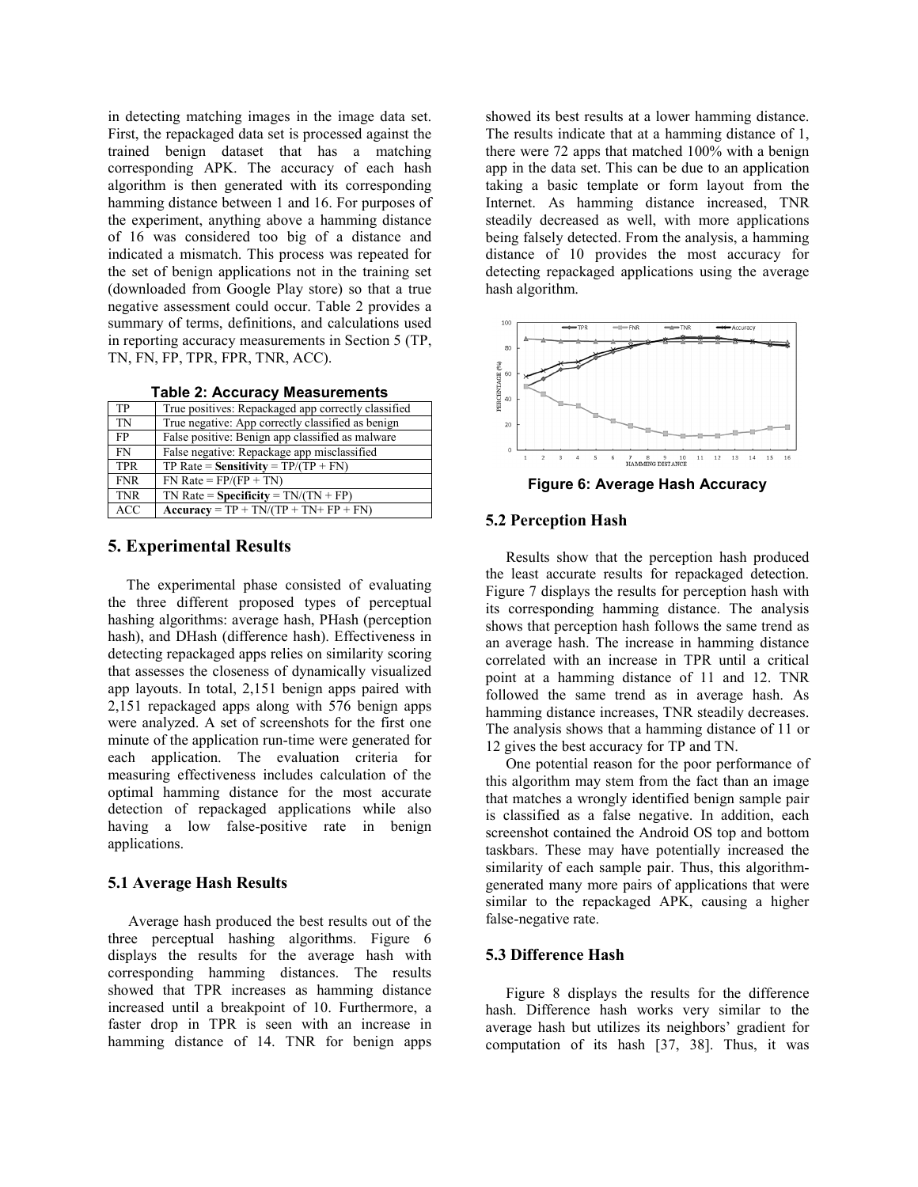in detecting matching images in the image data set. First, the repackaged data set is processed against the trained benign dataset that has a matching corresponding APK. The accuracy of each hash algorithm is then generated with its corresponding hamming distance between 1 and 16. For purposes of the experiment, anything above a hamming distance of 16 was considered too big of a distance and indicated a mismatch. This process was repeated for the set of benign applications not in the training set (downloaded from Google Play store) so that a true negative assessment could occur. Table 2 provides a summary of terms, definitions, and calculations used in reporting accuracy measurements in Section 5 (TP, TN, FN, FP, TPR, FPR, TNR, ACC).

**Table 2: Accuracy Measurements**

| | |
|---|---|
| TP | True positives: Repackaged app correctly classified |
| TN | True negative: App correctly classified as benign |
| FP | False positive: Benign app classified as malware |
| FN | False negative: Repackage app misclassified |
| TPR | TP Rate = **Sensitivity** = TP/(TP + FN) |
| FNR | FN Rate = FP/(FP + TN) |
| TNR | TN Rate = **Specificity** = TN/(TN + FP) |
| ACC | **Accuracy** = TP + TN/(TP + TN+ FP + FN) |

## 5. Experimental Results

The experimental phase consisted of evaluating the three different proposed types of perceptual hashing algorithms: average hash, PHash (perception hash), and DHash (difference hash). Effectiveness in detecting repackaged apps relies on similarity scoring that assesses the closeness of dynamically visualized app layouts. In total, 2,151 benign apps paired with 2,151 repackaged apps along with 576 benign apps were analyzed. A set of screenshots for the first one minute of the application run-time were generated for each application. The evaluation criteria for measuring effectiveness includes calculation of the optimal hamming distance for the most accurate detection of repackaged applications while also having a low false-positive rate in benign applications.

### 5.1 Average Hash Results

Average hash produced the best results out of the three perceptual hashing algorithms. Figure 6 displays the results for the average hash with corresponding hamming distances. The results showed that TPR increases as hamming distance increased until a breakpoint of 10. Furthermore, a faster drop in TPR is seen with an increase in hamming distance of 14. TNR for benign apps showed its best results at a lower hamming distance. The results indicate that at a hamming distance of 1, there were 72 apps that matched 100% with a benign app in the data set. This can be due to an application taking a basic template or form layout from the Internet. As hamming distance increased, TNR steadily decreased as well, with more applications being falsely detected. From the analysis, a hamming distance of 10 provides the most accuracy for detecting repackaged applications using the average hash algorithm.

**Figure 6: Average Hash Accuracy**

### 5.2 Perception Hash

Results show that the perception hash produced the least accurate results for repackaged detection. Figure 7 displays the results for perception hash with its corresponding hamming distance. The analysis shows that perception hash follows the same trend as an average hash. The increase in hamming distance correlated with an increase in TPR until a critical point at a hamming distance of 11 and 12. TNR followed the same trend as in average hash. As hamming distance increases, TNR steadily decreases. The analysis shows that a hamming distance of 11 or 12 gives the best accuracy for TP and TN.

One potential reason for the poor performance of this algorithm may stem from the fact than an image that matches a wrongly identified benign sample pair is classified as a false negative. In addition, each screenshot contained the Android OS top and bottom taskbars. These may have potentially increased the similarity of each sample pair. Thus, this algorithm-generated many more pairs of applications that were similar to the repackaged APK, causing a higher false-negative rate.

### 5.3 Difference Hash

Figure 8 displays the results for the difference hash. Difference hash works very similar to the average hash but utilizes its neighbors' gradient for computation of its hash [37, 38]. Thus, it was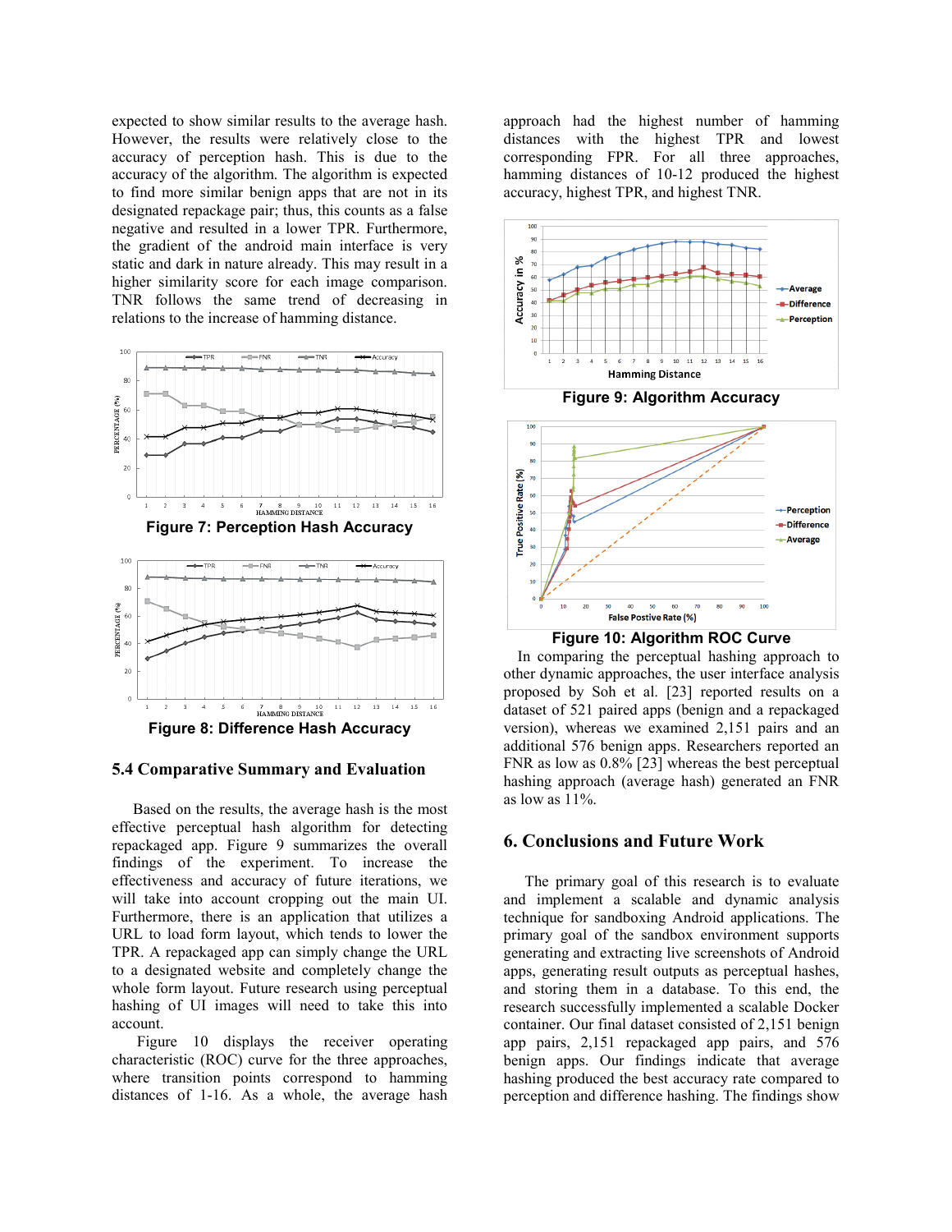expected to show similar results to the average hash. However, the results were relatively close to the accuracy of perception hash. This is due to the accuracy of the algorithm. The algorithm is expected to find more similar benign apps that are not in its designated repackage pair; thus, this counts as a false negative and resulted in a lower TPR. Furthermore, the gradient of the android main interface is very static and dark in nature already. This may result in a higher similarity score for each image comparison. TNR follows the same trend of decreasing in relations to the increase of hamming distance.

**Figure 7: Perception Hash Accuracy**

**Figure 8: Difference Hash Accuracy**

### 5.4 Comparative Summary and Evaluation

Based on the results, the average hash is the most effective perceptual hash algorithm for detecting repackaged app. Figure 9 summarizes the overall findings of the experiment. To increase the effectiveness and accuracy of future iterations, we will take into account cropping out the main UI. Furthermore, there is an application that utilizes a URL to load form layout, which tends to lower the TPR. A repackaged app can simply change the URL to a designated website and completely change the whole form layout. Future research using perceptual hashing of UI images will need to take this into account.

Figure 10 displays the receiver operating characteristic (ROC) curve for the three approaches, where transition points correspond to hamming distances of 1-16. As a whole, the average hash approach had the highest number of hamming distances with the highest TPR and lowest corresponding FPR. For all three approaches, hamming distances of 10-12 produced the highest accuracy, highest TPR, and highest TNR.

**Figure 9: Algorithm Accuracy**

**Figure 10: Algorithm ROC Curve**

In comparing the perceptual hashing approach to other dynamic approaches, the user interface analysis proposed by Soh et al. [23] reported results on a dataset of 521 paired apps (benign and a repackaged version), whereas we examined 2,151 pairs and an additional 576 benign apps. Researchers reported an FNR as low as 0.8% [23] whereas the best perceptual hashing approach (average hash) generated an FNR as low as 11%.

## 6. Conclusions and Future Work

The primary goal of this research is to evaluate and implement a scalable and dynamic analysis technique for sandboxing Android applications. The primary goal of the sandbox environment supports generating and extracting live screenshots of Android apps, generating result outputs as perceptual hashes, and storing them in a database. To this end, the research successfully implemented a scalable Docker container. Our final dataset consisted of 2,151 benign app pairs, 2,151 repackaged app pairs, and 576 benign apps. Our findings indicate that average hashing produced the best accuracy rate compared to perception and difference hashing. The findings show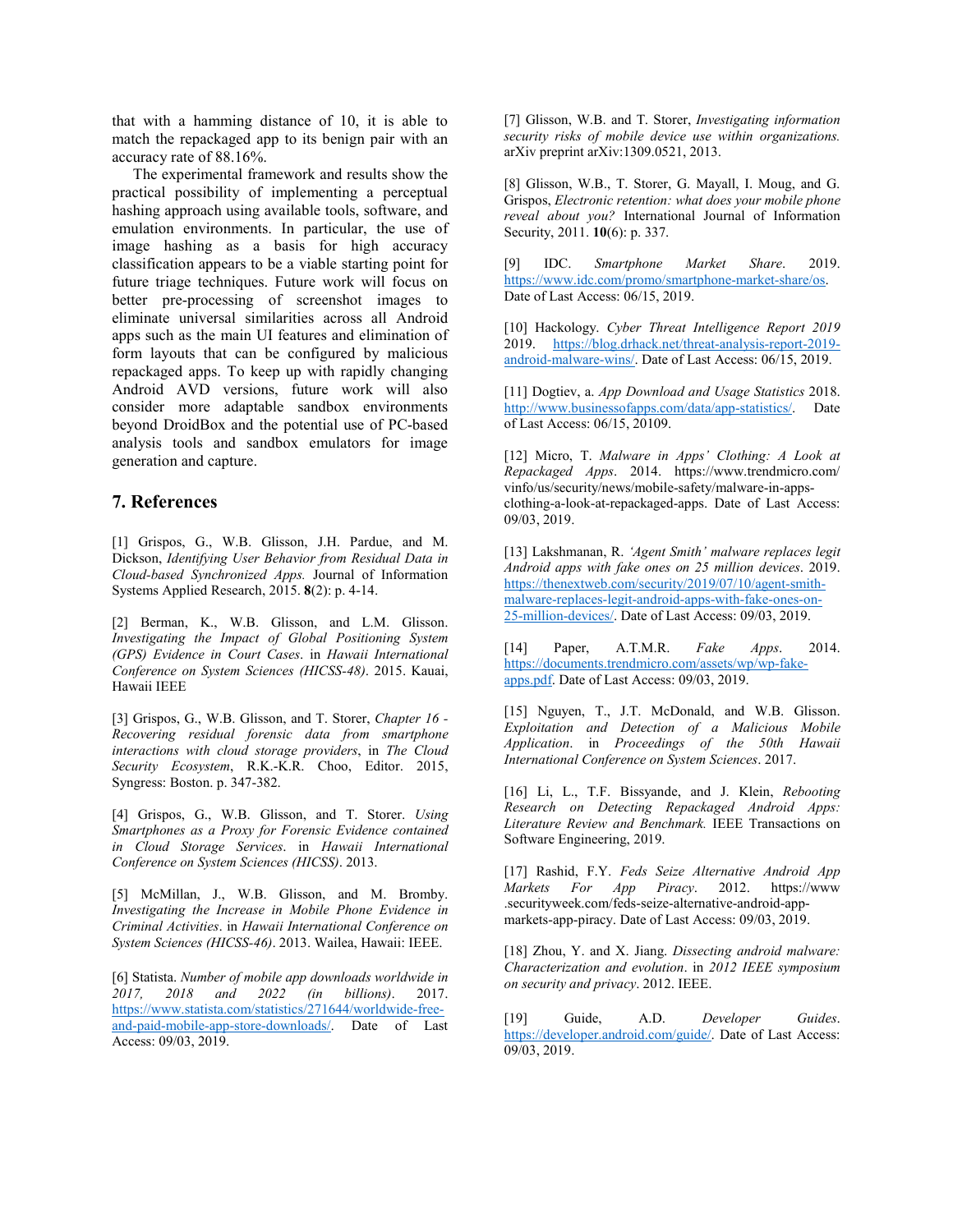that with a hamming distance of 10, it is able to match the repackaged app to its benign pair with an accuracy rate of 88.16%.

The experimental framework and results show the practical possibility of implementing a perceptual hashing approach using available tools, software, and emulation environments. In particular, the use of image hashing as a basis for high accuracy classification appears to be a viable starting point for future triage techniques. Future work will focus on better pre-processing of screenshot images to eliminate universal similarities across all Android apps such as the main UI features and elimination of form layouts that can be configured by malicious repackaged apps. To keep up with rapidly changing Android AVD versions, future work will also consider more adaptable sandbox environments beyond DroidBox and the potential use of PC-based analysis tools and sandbox emulators for image generation and capture.

## 7. References

[1] Grispos, G., W.B. Glisson, J.H. Pardue, and M. Dickson, *Identifying User Behavior from Residual Data in Cloud-based Synchronized Apps.* Journal of Information Systems Applied Research, 2015. **8**(2): p. 4-14.

[2] Berman, K., W.B. Glisson, and L.M. Glisson. *Investigating the Impact of Global Positioning System (GPS) Evidence in Court Cases*. in *Hawaii International Conference on System Sciences (HICSS-48)*. 2015. Kauai, Hawaii IEEE

[3] Grispos, G., W.B. Glisson, and T. Storer, *Chapter 16 - Recovering residual forensic data from smartphone interactions with cloud storage providers*, in *The Cloud Security Ecosystem*, R.K.-K.R. Choo, Editor. 2015, Syngress: Boston. p. 347-382.

[4] Grispos, G., W.B. Glisson, and T. Storer. *Using Smartphones as a Proxy for Forensic Evidence contained in Cloud Storage Services*. in *Hawaii International Conference on System Sciences (HICSS)*. 2013.

[5] McMillan, J., W.B. Glisson, and M. Bromby. *Investigating the Increase in Mobile Phone Evidence in Criminal Activities*. in *Hawaii International Conference on System Sciences (HICSS-46)*. 2013. Wailea, Hawaii: IEEE.

[6] Statista. *Number of mobile app downloads worldwide in 2017, 2018 and 2022 (in billions)*. 2017. https://www.statista.com/statistics/271644/worldwide-free-and-paid-mobile-app-store-downloads/. Date of Last Access: 09/03, 2019.

[7] Glisson, W.B. and T. Storer, *Investigating information security risks of mobile device use within organizations.* arXiv preprint arXiv:1309.0521, 2013.

[8] Glisson, W.B., T. Storer, G. Mayall, I. Moug, and G. Grispos, *Electronic retention: what does your mobile phone reveal about you?* International Journal of Information Security, 2011. **10**(6): p. 337.

[9] IDC. *Smartphone Market Share*. 2019. https://www.idc.com/promo/smartphone-market-share/os. Date of Last Access: 06/15, 2019.

[10] Hackology. *Cyber Threat Intelligence Report 2019* 2019. https://blog.drhack.net/threat-analysis-report-2019-android-malware-wins/. Date of Last Access: 06/15, 2019.

[11] Dogtiev, a. *App Download and Usage Statistics* 2018. http://www.businessofapps.com/data/app-statistics/. Date of Last Access: 06/15, 20109.

[12] Micro, T. *Malware in Apps' Clothing: A Look at Repackaged Apps*. 2014. https://www.trendmicro.com/vinfo/us/security/news/mobile-safety/malware-in-apps-clothing-a-look-at-repackaged-apps. Date of Last Access: 09/03, 2019.

[13] Lakshmanan, R. *'Agent Smith' malware replaces legit Android apps with fake ones on 25 million devices*. 2019. https://thenextweb.com/security/2019/07/10/agent-smith-malware-replaces-legit-android-apps-with-fake-ones-on-25-million-devices/. Date of Last Access: 09/03, 2019.

[14] Paper, A.T.M.R. *Fake Apps*. 2014. https://documents.trendmicro.com/assets/wp/wp-fake-apps.pdf. Date of Last Access: 09/03, 2019.

[15] Nguyen, T., J.T. McDonald, and W.B. Glisson. *Exploitation and Detection of a Malicious Mobile Application*. in *Proceedings of the 50th Hawaii International Conference on System Sciences*. 2017.

[16] Li, L., T.F. Bissyande, and J. Klein, *Rebooting Research on Detecting Repackaged Android Apps: Literature Review and Benchmark.* IEEE Transactions on Software Engineering, 2019.

[17] Rashid, F.Y. *Feds Seize Alternative Android App Markets For App Piracy*. 2012. https://www.securityweek.com/feds-seize-alternative-android-app-markets-app-piracy. Date of Last Access: 09/03, 2019.

[18] Zhou, Y. and X. Jiang. *Dissecting android malware: Characterization and evolution*. in *2012 IEEE symposium on security and privacy*. 2012. IEEE.

[19] Guide, A.D. *Developer Guides*. https://developer.android.com/guide/. Date of Last Access: 09/03, 2019.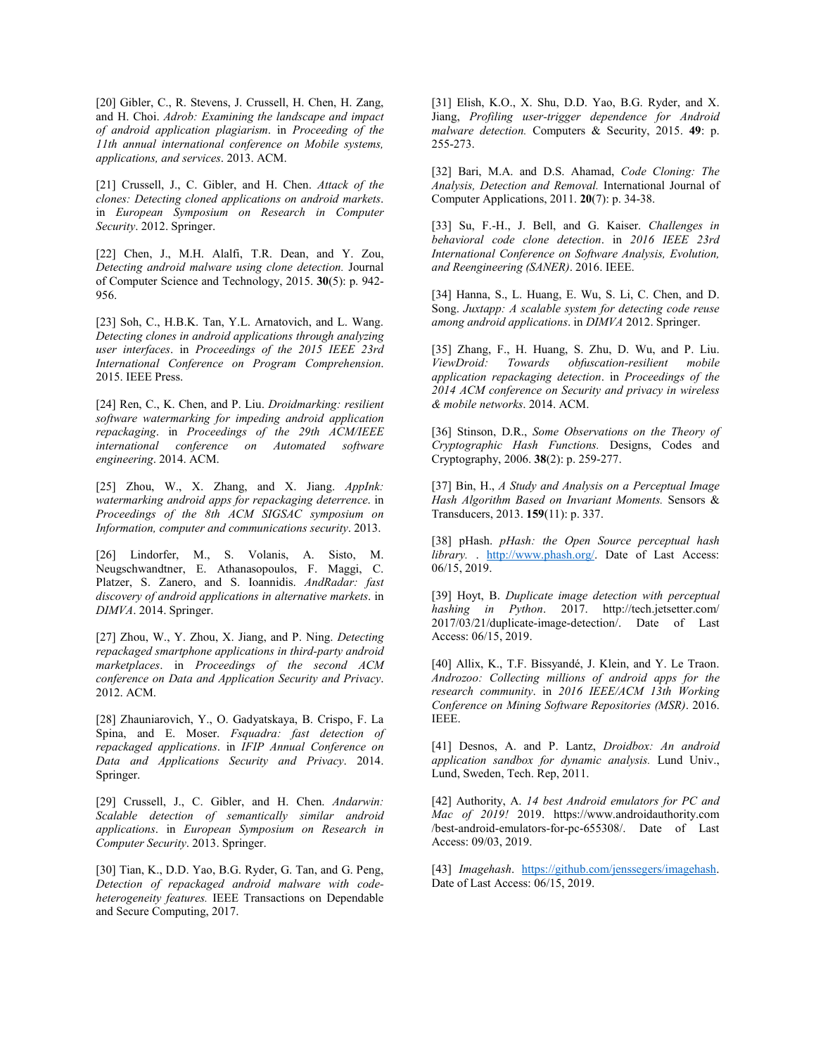[20] Gibler, C., R. Stevens, J. Crussell, H. Chen, H. Zang, and H. Choi. *Adrob: Examining the landscape and impact of android application plagiarism*. in *Proceeding of the 11th annual international conference on Mobile systems, applications, and services*. 2013. ACM.

[21] Crussell, J., C. Gibler, and H. Chen. *Attack of the clones: Detecting cloned applications on android markets*. in *European Symposium on Research in Computer Security*. 2012. Springer.

[22] Chen, J., M.H. Alalfi, T.R. Dean, and Y. Zou, *Detecting android malware using clone detection.* Journal of Computer Science and Technology, 2015. **30**(5): p. 942-956.

[23] Soh, C., H.B.K. Tan, Y.L. Arnatovich, and L. Wang. *Detecting clones in android applications through analyzing user interfaces*. in *Proceedings of the 2015 IEEE 23rd International Conference on Program Comprehension*. 2015. IEEE Press.

[24] Ren, C., K. Chen, and P. Liu. *Droidmarking: resilient software watermarking for impeding android application repackaging*. in *Proceedings of the 29th ACM/IEEE international conference on Automated software engineering*. 2014. ACM.

[25] Zhou, W., X. Zhang, and X. Jiang. *AppInk: watermarking android apps for repackaging deterrence*. in *Proceedings of the 8th ACM SIGSAC symposium on Information, computer and communications security*. 2013.

[26] Lindorfer, M., S. Volanis, A. Sisto, M. Neugschwandtner, E. Athanasopoulos, F. Maggi, C. Platzer, S. Zanero, and S. Ioannidis. *AndRadar: fast discovery of android applications in alternative markets*. in *DIMVA*. 2014. Springer.

[27] Zhou, W., Y. Zhou, X. Jiang, and P. Ning. *Detecting repackaged smartphone applications in third-party android marketplaces*. in *Proceedings of the second ACM conference on Data and Application Security and Privacy*. 2012. ACM.

[28] Zhauniarovich, Y., O. Gadyatskaya, B. Crispo, F. La Spina, and E. Moser. *Fsquadra: fast detection of repackaged applications*. in *IFIP Annual Conference on Data and Applications Security and Privacy*. 2014. Springer.

[29] Crussell, J., C. Gibler, and H. Chen. *Andarwin: Scalable detection of semantically similar android applications*. in *European Symposium on Research in Computer Security*. 2013. Springer.

[30] Tian, K., D.D. Yao, B.G. Ryder, G. Tan, and G. Peng, *Detection of repackaged android malware with code-heterogeneity features.* IEEE Transactions on Dependable and Secure Computing, 2017.

[31] Elish, K.O., X. Shu, D.D. Yao, B.G. Ryder, and X. Jiang, *Profiling user-trigger dependence for Android malware detection.* Computers & Security, 2015. **49**: p. 255-273.

[32] Bari, M.A. and D.S. Ahamad, *Code Cloning: The Analysis, Detection and Removal.* International Journal of Computer Applications, 2011. **20**(7): p. 34-38.

[33] Su, F.-H., J. Bell, and G. Kaiser. *Challenges in behavioral code clone detection*. in *2016 IEEE 23rd International Conference on Software Analysis, Evolution, and Reengineering (SANER)*. 2016. IEEE.

[34] Hanna, S., L. Huang, E. Wu, S. Li, C. Chen, and D. Song. *Juxtapp: A scalable system for detecting code reuse among android applications*. in *DIMVA* 2012. Springer.

[35] Zhang, F., H. Huang, S. Zhu, D. Wu, and P. Liu. *ViewDroid: Towards obfuscation-resilient mobile application repackaging detection*. in *Proceedings of the 2014 ACM conference on Security and privacy in wireless & mobile networks*. 2014. ACM.

[36] Stinson, D.R., *Some Observations on the Theory of Cryptographic Hash Functions.* Designs, Codes and Cryptography, 2006. **38**(2): p. 259-277.

[37] Bin, H., *A Study and Analysis on a Perceptual Image Hash Algorithm Based on Invariant Moments.* Sensors & Transducers, 2013. **159**(11): p. 337.

[38] pHash. *pHash: the Open Source perceptual hash library.* . http://www.phash.org/. Date of Last Access: 06/15, 2019.

[39] Hoyt, B. *Duplicate image detection with perceptual hashing in Python*. 2017. http://tech.jetsetter.com/2017/03/21/duplicate-image-detection/. Date of Last Access: 06/15, 2019.

[40] Allix, K., T.F. Bissyandé, J. Klein, and Y. Le Traon. *Androzoo: Collecting millions of android apps for the research community*. in *2016 IEEE/ACM 13th Working Conference on Mining Software Repositories (MSR)*. 2016. IEEE.

[41] Desnos, A. and P. Lantz, *Droidbox: An android application sandbox for dynamic analysis.* Lund Univ., Lund, Sweden, Tech. Rep, 2011.

[42] Authority, A. *14 best Android emulators for PC and Mac of 2019!* 2019. https://www.androidauthority.com/best-android-emulators-for-pc-655308/. Date of Last Access: 09/03, 2019.

[43] *Imagehash*. https://github.com/jenssegers/imagehash. Date of Last Access: 06/15, 2019.